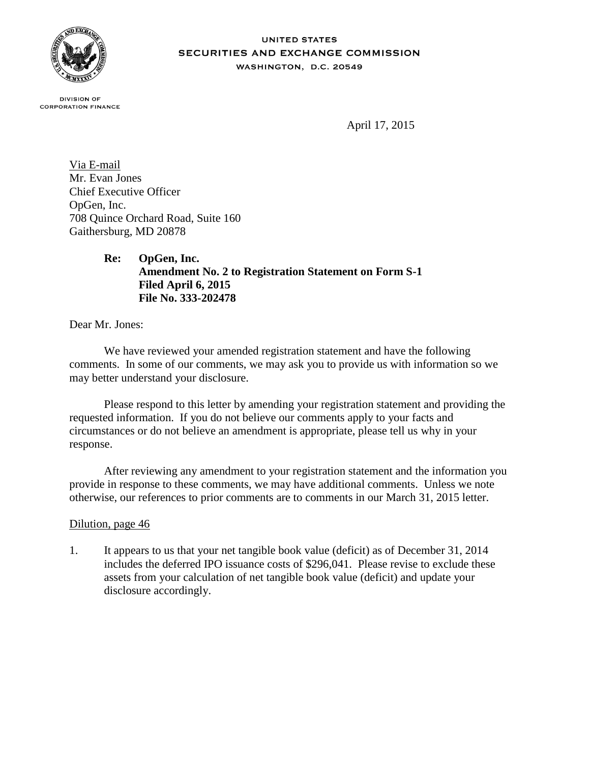UNITED STATES
SECURITIES AND EXCHANGE COMMISSION
WASHINGTON, D.C. 20549

DIVISION OF
CORPORATION FINANCE

April 17, 2015

Via E-mail
Mr. Evan Jones
Chief Executive Officer
OpGen, Inc.
708 Quince Orchard Road, Suite 160
Gaithersburg, MD 20878

**Re: OpGen, Inc.**
**Amendment No. 2 to Registration Statement on Form S-1**
**Filed April 6, 2015**
**File No. 333-202478**

Dear Mr. Jones:

We have reviewed your amended registration statement and have the following comments. In some of our comments, we may ask you to provide us with information so we may better understand your disclosure.

Please respond to this letter by amending your registration statement and providing the requested information. If you do not believe our comments apply to your facts and circumstances or do not believe an amendment is appropriate, please tell us why in your response.

After reviewing any amendment to your registration statement and the information you provide in response to these comments, we may have additional comments. Unless we note otherwise, our references to prior comments are to comments in our March 31, 2015 letter.

Dilution, page 46

1. It appears to us that your net tangible book value (deficit) as of December 31, 2014 includes the deferred IPO issuance costs of $296,041. Please revise to exclude these assets from your calculation of net tangible book value (deficit) and update your disclosure accordingly.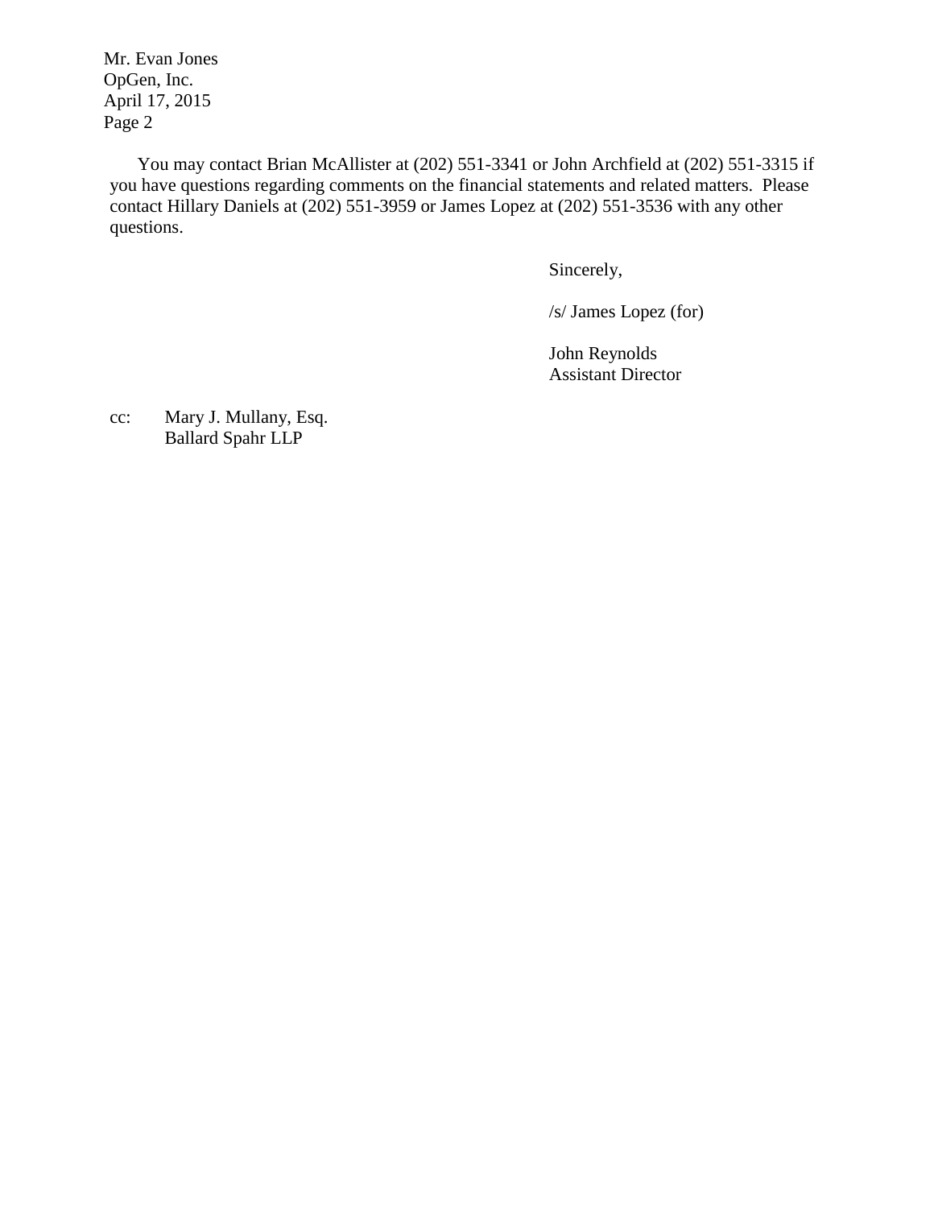Mr. Evan Jones
OpGen, Inc.
April 17, 2015
Page 2

You may contact Brian McAllister at (202) 551-3341 or John Archfield at (202) 551-3315 if you have questions regarding comments on the financial statements and related matters. Please contact Hillary Daniels at (202) 551-3959 or James Lopez at (202) 551-3536 with any other questions.

Sincerely,

/s/ James Lopez (for)

John Reynolds
Assistant Director

cc: Mary J. Mullany, Esq.
Ballard Spahr LLP